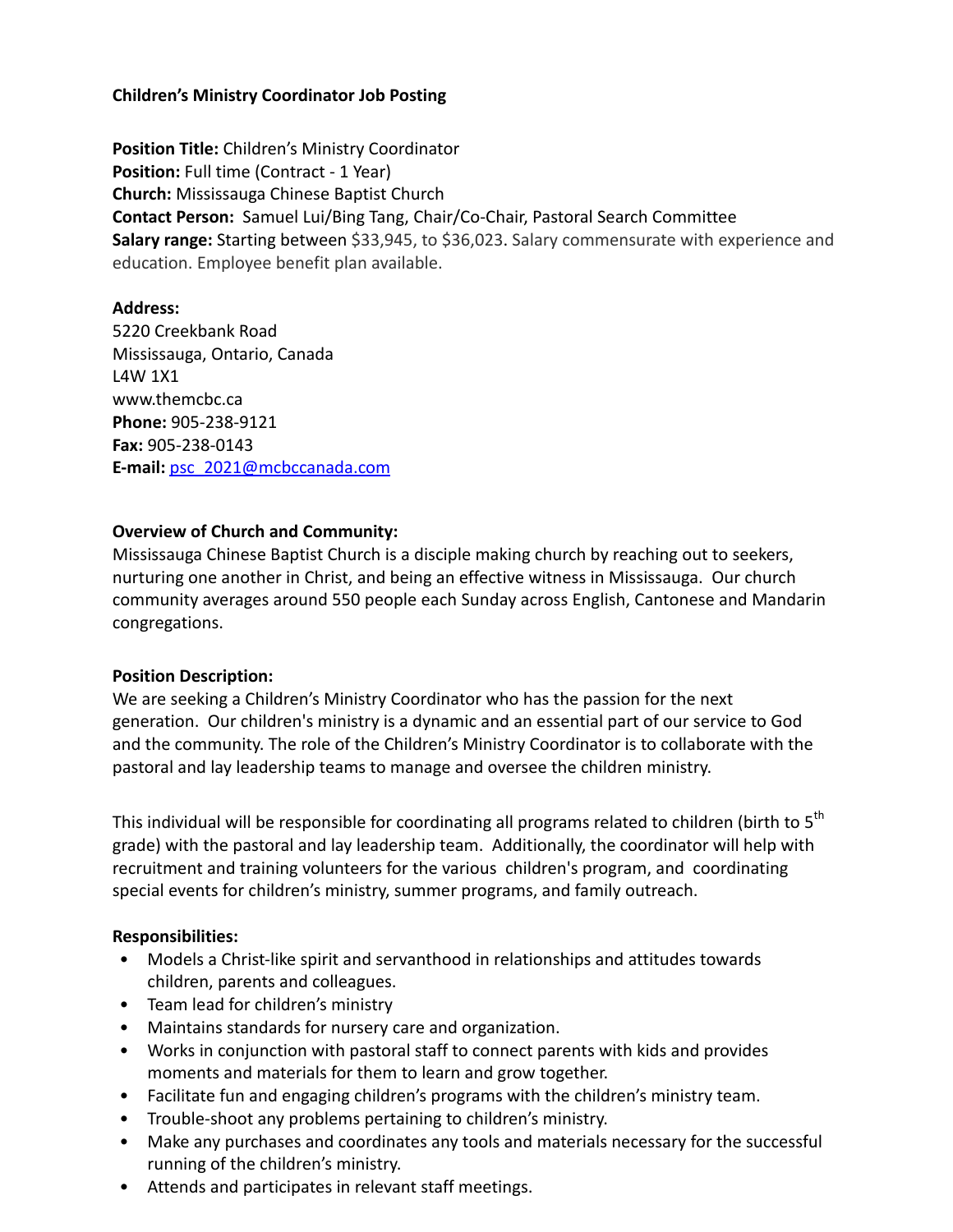**Children's Ministry Coordinator Job Posting**

**Position Title:** Children's Ministry Coordinator
**Position:** Full time (Contract - 1 Year)
**Church:** Mississauga Chinese Baptist Church
**Contact Person:** Samuel Lui/Bing Tang, Chair/Co-Chair, Pastoral Search Committee
**Salary range:** Starting between $33,945, to $36,023. Salary commensurate with experience and education. Employee benefit plan available.

**Address:**
5220 Creekbank Road
Mississauga, Ontario, Canada
L4W 1X1
www.themcbc.ca
**Phone:** 905-238-9121
**Fax:** 905-238-0143
**E-mail:** psc_2021@mcbccanada.com

**Overview of Church and Community:**
Mississauga Chinese Baptist Church is a disciple making church by reaching out to seekers, nurturing one another in Christ, and being an effective witness in Mississauga. Our church community averages around 550 people each Sunday across English, Cantonese and Mandarin congregations.

**Position Description:**
We are seeking a Children's Ministry Coordinator who has the passion for the next generation. Our children's ministry is a dynamic and an essential part of our service to God and the community. The role of the Children's Ministry Coordinator is to collaborate with the pastoral and lay leadership teams to manage and oversee the children ministry.

This individual will be responsible for coordinating all programs related to children (birth to 5th grade) with the pastoral and lay leadership team. Additionally, the coordinator will help with recruitment and training volunteers for the various children's program, and coordinating special events for children's ministry, summer programs, and family outreach.

**Responsibilities:**

- Models a Christ-like spirit and servanthood in relationships and attitudes towards children, parents and colleagues.
- Team lead for children's ministry
- Maintains standards for nursery care and organization.
- Works in conjunction with pastoral staff to connect parents with kids and provides moments and materials for them to learn and grow together.
- Facilitate fun and engaging children's programs with the children's ministry team.
- Trouble-shoot any problems pertaining to children's ministry.
- Make any purchases and coordinates any tools and materials necessary for the successful running of the children's ministry.
- Attends and participates in relevant staff meetings.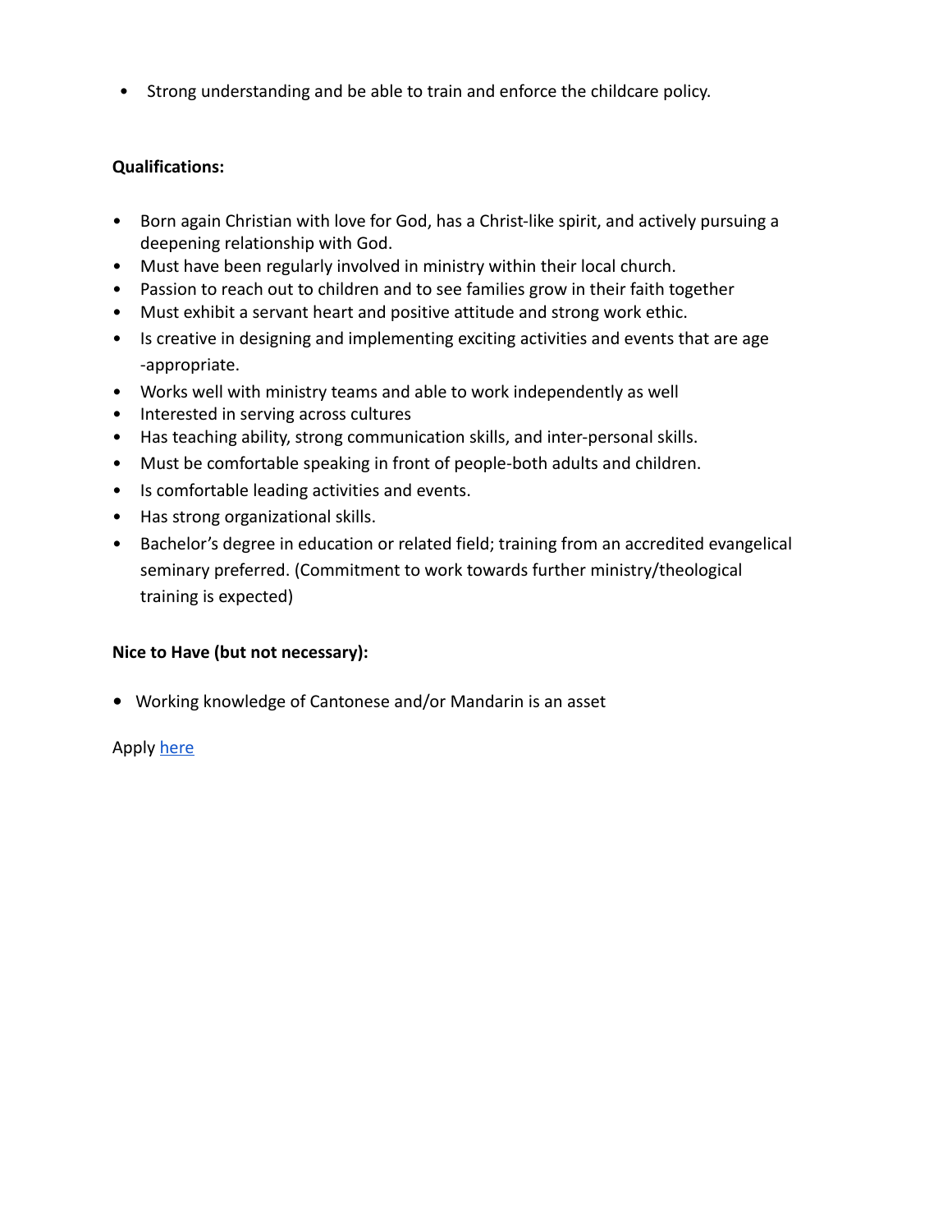- Strong understanding and be able to train and enforce the childcare policy.

**Qualifications:**

- Born again Christian with love for God, has a Christ-like spirit, and actively pursuing a deepening relationship with God.
- Must have been regularly involved in ministry within their local church.
- Passion to reach out to children and to see families grow in their faith together
- Must exhibit a servant heart and positive attitude and strong work ethic.
- Is creative in designing and implementing exciting activities and events that are age -appropriate.
- Works well with ministry teams and able to work independently as well
- Interested in serving across cultures
- Has teaching ability, strong communication skills, and inter-personal skills.
- Must be comfortable speaking in front of people-both adults and children.
- Is comfortable leading activities and events.
- Has strong organizational skills.
- Bachelor's degree in education or related field; training from an accredited evangelical seminary preferred. (Commitment to work towards further ministry/theological training is expected)

**Nice to Have (but not necessary):**

- Working knowledge of Cantonese and/or Mandarin is an asset

Apply here